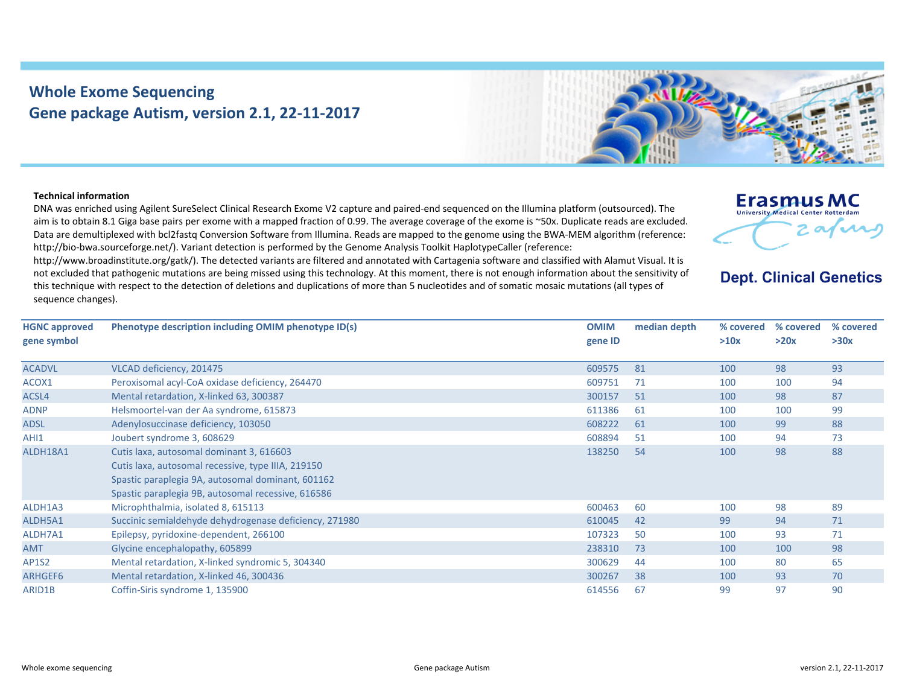# Whole Exome Sequencing
## Gene package Autism, version 2.1, 22-11-2017

Erasmus MC
University Medical Center Rotterdam

**Dept. Clinical Genetics**

**Technical information**

DNA was enriched using Agilent SureSelect Clinical Research Exome V2 capture and paired-end sequenced on the Illumina platform (outsourced). The aim is to obtain 8.1 Giga base pairs per exome with a mapped fraction of 0.99. The average coverage of the exome is ~50x. Duplicate reads are excluded. Data are demultiplexed with bcl2fastq Conversion Software from Illumina. Reads are mapped to the genome using the BWA-MEM algorithm (reference: http://bio-bwa.sourceforge.net/). Variant detection is performed by the Genome Analysis Toolkit HaplotypeCaller (reference: http://www.broadinstitute.org/gatk/). The detected variants are filtered and annotated with Cartagenia software and classified with Alamut Visual. It is not excluded that pathogenic mutations are being missed using this technology. At this moment, there is not enough information about the sensitivity of this technique with respect to the detection of deletions and duplications of more than 5 nucleotides and of somatic mosaic mutations (all types of sequence changes).

| HGNC approved gene symbol | Phenotype description including OMIM phenotype ID(s) | OMIM gene ID | median depth | % covered >10x | % covered >20x | % covered >30x |
|---|---|---|---|---|---|---|
| ACADVL | VLCAD deficiency, 201475 | 609575 | 81 | 100 | 98 | 93 |
| ACOX1 | Peroxisomal acyl-CoA oxidase deficiency, 264470 | 609751 | 71 | 100 | 100 | 94 |
| ACSL4 | Mental retardation, X-linked 63, 300387 | 300157 | 51 | 100 | 98 | 87 |
| ADNP | Helsmoortel-van der Aa syndrome, 615873 | 611386 | 61 | 100 | 100 | 99 |
| ADSL | Adenylosuccinase deficiency, 103050 | 608222 | 61 | 100 | 99 | 88 |
| AHI1 | Joubert syndrome 3, 608629 | 608894 | 51 | 100 | 94 | 73 |
| ALDH18A1 | Cutis laxa, autosomal dominant 3, 616603<br>Cutis laxa, autosomal recessive, type IIIA, 219150<br>Spastic paraplegia 9A, autosomal dominant, 601162<br>Spastic paraplegia 9B, autosomal recessive, 616586 | 138250 | 54 | 100 | 98 | 88 |
| ALDH1A3 | Microphthalmia, isolated 8, 615113 | 600463 | 60 | 100 | 98 | 89 |
| ALDH5A1 | Succinic semialdehyde dehydrogenase deficiency, 271980 | 610045 | 42 | 99 | 94 | 71 |
| ALDH7A1 | Epilepsy, pyridoxine-dependent, 266100 | 107323 | 50 | 100 | 93 | 71 |
| AMT | Glycine encephalopathy, 605899 | 238310 | 73 | 100 | 100 | 98 |
| AP1S2 | Mental retardation, X-linked syndromic 5, 304340 | 300629 | 44 | 100 | 80 | 65 |
| ARHGEF6 | Mental retardation, X-linked 46, 300436 | 300267 | 38 | 100 | 93 | 70 |
| ARID1B | Coffin-Siris syndrome 1, 135900 | 614556 | 67 | 99 | 97 | 90 |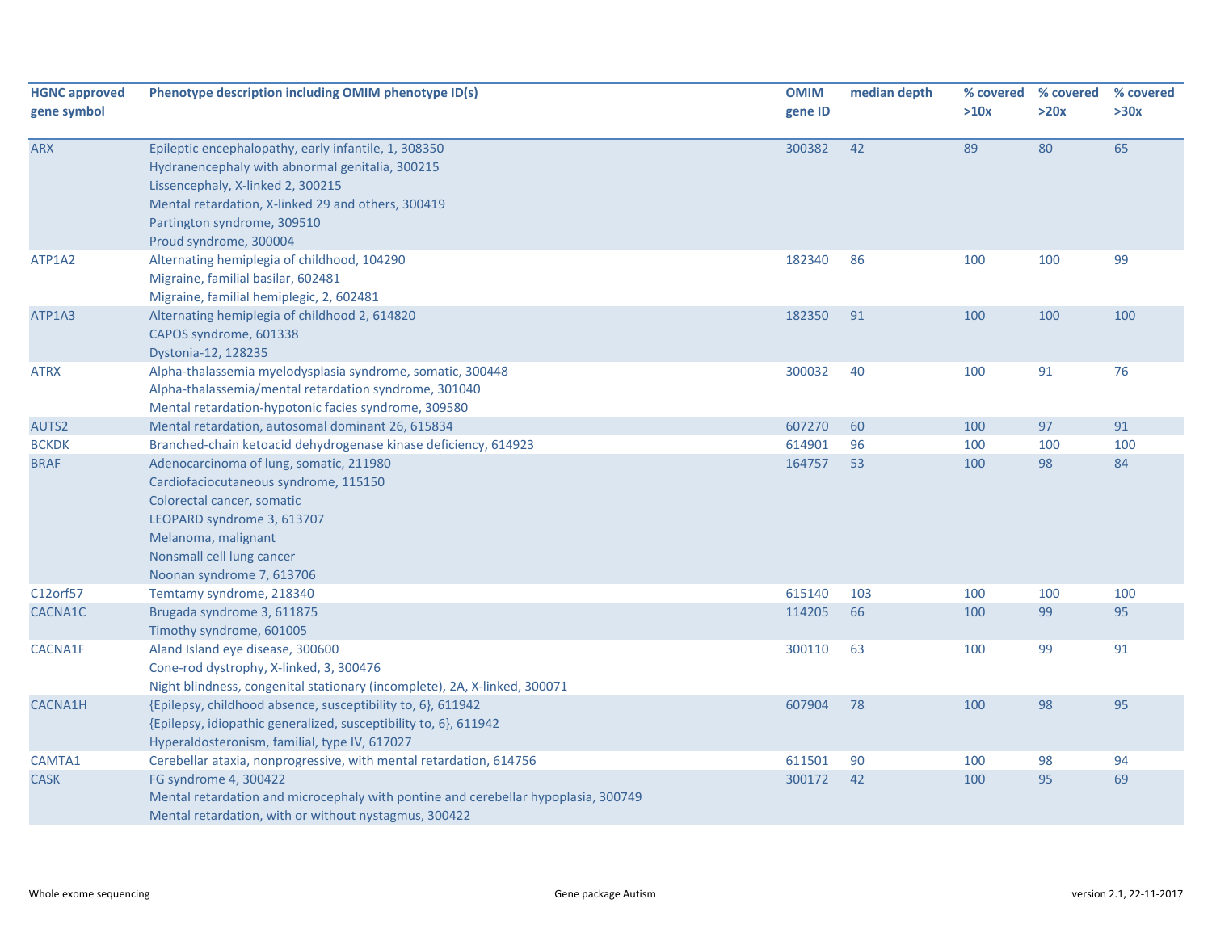| HGNC approved gene symbol | Phenotype description including OMIM phenotype ID(s) | OMIM gene ID | median depth | % covered >10x | % covered >20x | % covered >30x |
|---|---|---|---|---|---|---|
| ARX | Epileptic encephalopathy, early infantile, 1, 308350<br>Hydranencephaly with abnormal genitalia, 300215<br>Lissencephaly, X-linked 2, 300215<br>Mental retardation, X-linked 29 and others, 300419<br>Partington syndrome, 309510<br>Proud syndrome, 300004 | 300382 | 42 | 89 | 80 | 65 |
| ATP1A2 | Alternating hemiplegia of childhood, 104290<br>Migraine, familial basilar, 602481<br>Migraine, familial hemiplegic, 2, 602481 | 182340 | 86 | 100 | 100 | 99 |
| ATP1A3 | Alternating hemiplegia of childhood 2, 614820<br>CAPOS syndrome, 601338<br>Dystonia-12, 128235 | 182350 | 91 | 100 | 100 | 100 |
| ATRX | Alpha-thalassemia myelodysplasia syndrome, somatic, 300448<br>Alpha-thalassemia/mental retardation syndrome, 301040<br>Mental retardation-hypotonic facies syndrome, 309580 | 300032 | 40 | 100 | 91 | 76 |
| AUTS2 | Mental retardation, autosomal dominant 26, 615834 | 607270 | 60 | 100 | 97 | 91 |
| BCKDK | Branched-chain ketoacid dehydrogenase kinase deficiency, 614923 | 614901 | 96 | 100 | 100 | 100 |
| BRAF | Adenocarcinoma of lung, somatic, 211980<br>Cardiofaciocutaneous syndrome, 115150<br>Colorectal cancer, somatic<br>LEOPARD syndrome 3, 613707<br>Melanoma, malignant<br>Nonsmall cell lung cancer<br>Noonan syndrome 7, 613706 | 164757 | 53 | 100 | 98 | 84 |
| C12orf57 | Temtamy syndrome, 218340 | 615140 | 103 | 100 | 100 | 100 |
| CACNA1C | Brugada syndrome 3, 611875<br>Timothy syndrome, 601005 | 114205 | 66 | 100 | 99 | 95 |
| CACNA1F | Aland Island eye disease, 300600<br>Cone-rod dystrophy, X-linked, 3, 300476<br>Night blindness, congenital stationary (incomplete), 2A, X-linked, 300071 | 300110 | 63 | 100 | 99 | 91 |
| CACNA1H | {Epilepsy, childhood absence, susceptibility to, 6}, 611942<br>{Epilepsy, idiopathic generalized, susceptibility to, 6}, 611942<br>Hyperaldosteronism, familial, type IV, 617027 | 607904 | 78 | 100 | 98 | 95 |
| CAMTA1 | Cerebellar ataxia, nonprogressive, with mental retardation, 614756 | 611501 | 90 | 100 | 98 | 94 |
| CASK | FG syndrome 4, 300422<br>Mental retardation and microcephaly with pontine and cerebellar hypoplasia, 300749<br>Mental retardation, with or without nystagmus, 300422 | 300172 | 42 | 100 | 95 | 69 |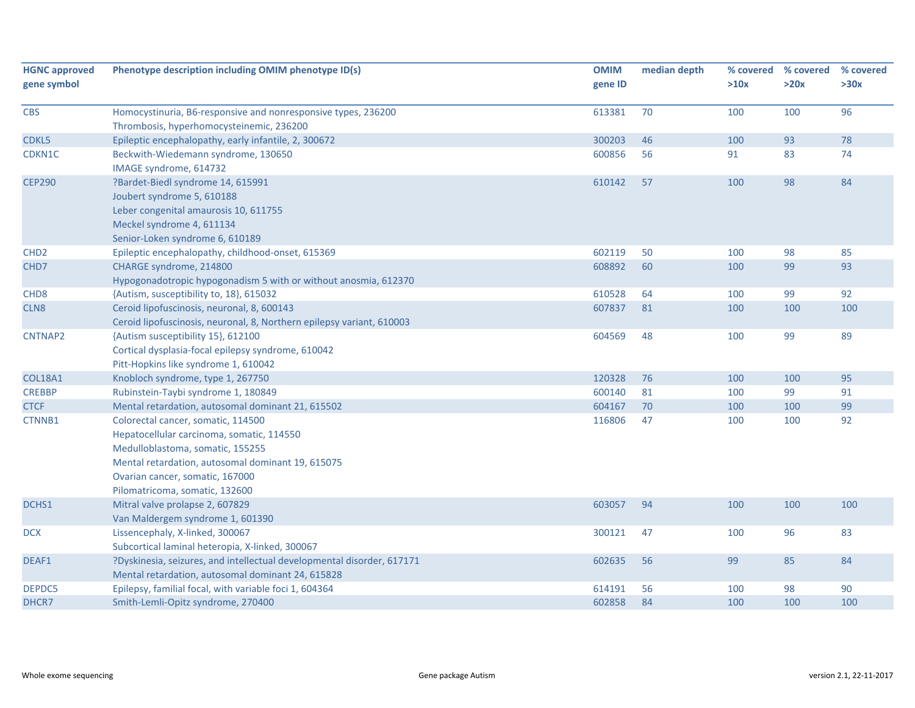| HGNC approved gene symbol | Phenotype description including OMIM phenotype ID(s) | OMIM gene ID | median depth | % covered >10x | % covered >20x | % covered >30x |
|---|---|---|---|---|---|---|
| CBS | Homocystinuria, B6-responsive and nonresponsive types, 236200<br>Thrombosis, hyperhomocysteinemic, 236200 | 613381 | 70 | 100 | 100 | 96 |
| CDKL5 | Epileptic encephalopathy, early infantile, 2, 300672 | 300203 | 46 | 100 | 93 | 78 |
| CDKN1C | Beckwith-Wiedemann syndrome, 130650<br>IMAGE syndrome, 614732 | 600856 | 56 | 91 | 83 | 74 |
| CEP290 | ?Bardet-Biedl syndrome 14, 615991<br>Joubert syndrome 5, 610188<br>Leber congenital amaurosis 10, 611755<br>Meckel syndrome 4, 611134<br>Senior-Loken syndrome 6, 610189 | 610142 | 57 | 100 | 98 | 84 |
| CHD2 | Epileptic encephalopathy, childhood-onset, 615369 | 602119 | 50 | 100 | 98 | 85 |
| CHD7 | CHARGE syndrome, 214800<br>Hypogonadotropic hypogonadism 5 with or without anosmia, 612370 | 608892 | 60 | 100 | 99 | 93 |
| CHD8 | {Autism, susceptibility to, 18}, 615032 | 610528 | 64 | 100 | 99 | 92 |
| CLN8 | Ceroid lipofuscinosis, neuronal, 8, 600143<br>Ceroid lipofuscinosis, neuronal, 8, Northern epilepsy variant, 610003 | 607837 | 81 | 100 | 100 | 100 |
| CNTNAP2 | {Autism susceptibility 15}, 612100<br>Cortical dysplasia-focal epilepsy syndrome, 610042<br>Pitt-Hopkins like syndrome 1, 610042 | 604569 | 48 | 100 | 99 | 89 |
| COL18A1 | Knobloch syndrome, type 1, 267750 | 120328 | 76 | 100 | 100 | 95 |
| CREBBP | Rubinstein-Taybi syndrome 1, 180849 | 600140 | 81 | 100 | 99 | 91 |
| CTCF | Mental retardation, autosomal dominant 21, 615502 | 604167 | 70 | 100 | 100 | 99 |
| CTNNB1 | Colorectal cancer, somatic, 114500<br>Hepatocellular carcinoma, somatic, 114550<br>Medulloblastoma, somatic, 155255<br>Mental retardation, autosomal dominant 19, 615075<br>Ovarian cancer, somatic, 167000<br>Pilomatricoma, somatic, 132600 | 116806 | 47 | 100 | 100 | 92 |
| DCHS1 | Mitral valve prolapse 2, 607829<br>Van Maldergem syndrome 1, 601390 | 603057 | 94 | 100 | 100 | 100 |
| DCX | Lissencephaly, X-linked, 300067<br>Subcortical laminal heteropia, X-linked, 300067 | 300121 | 47 | 100 | 96 | 83 |
| DEAF1 | ?Dyskinesia, seizures, and intellectual developmental disorder, 617171<br>Mental retardation, autosomal dominant 24, 615828 | 602635 | 56 | 99 | 85 | 84 |
| DEPDC5 | Epilepsy, familial focal, with variable foci 1, 604364 | 614191 | 56 | 100 | 98 | 90 |
| DHCR7 | Smith-Lemli-Opitz syndrome, 270400 | 602858 | 84 | 100 | 100 | 100 |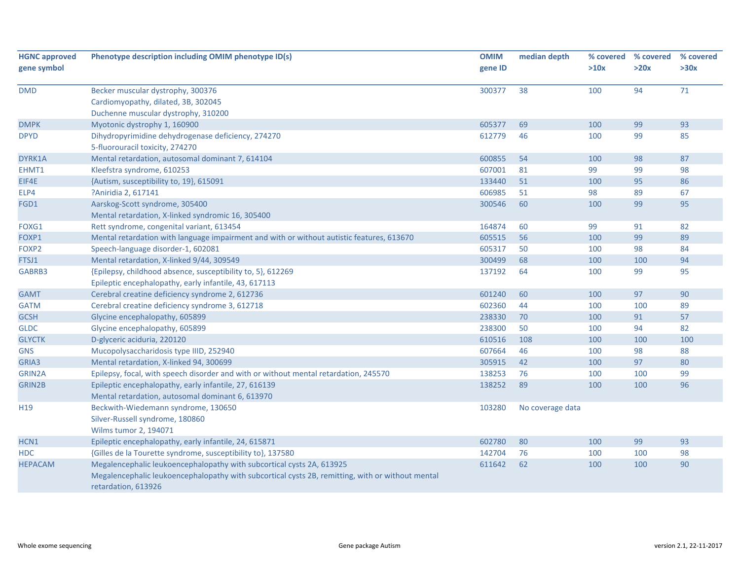| HGNC approved gene symbol | Phenotype description including OMIM phenotype ID(s) | OMIM gene ID | median depth | % covered >10x | % covered >20x | % covered >30x |
|---|---|---|---|---|---|---|
| DMD | Becker muscular dystrophy, 300376<br>Cardiomyopathy, dilated, 3B, 302045<br>Duchenne muscular dystrophy, 310200 | 300377 | 38 | 100 | 94 | 71 |
| DMPK | Myotonic dystrophy 1, 160900 | 605377 | 69 | 100 | 99 | 93 |
| DPYD | Dihydropyrimidine dehydrogenase deficiency, 274270<br>5-fluorouracil toxicity, 274270 | 612779 | 46 | 100 | 99 | 85 |
| DYRK1A | Mental retardation, autosomal dominant 7, 614104 | 600855 | 54 | 100 | 98 | 87 |
| EHMT1 | Kleefstra syndrome, 610253 | 607001 | 81 | 99 | 99 | 98 |
| EIF4E | {Autism, susceptibility to, 19}, 615091 | 133440 | 51 | 100 | 95 | 86 |
| ELP4 | ?Aniridia 2, 617141 | 606985 | 51 | 98 | 89 | 67 |
| FGD1 | Aarskog-Scott syndrome, 305400<br>Mental retardation, X-linked syndromic 16, 305400 | 300546 | 60 | 100 | 99 | 95 |
| FOXG1 | Rett syndrome, congenital variant, 613454 | 164874 | 60 | 99 | 91 | 82 |
| FOXP1 | Mental retardation with language impairment and with or without autistic features, 613670 | 605515 | 56 | 100 | 99 | 89 |
| FOXP2 | Speech-language disorder-1, 602081 | 605317 | 50 | 100 | 98 | 84 |
| FTSJ1 | Mental retardation, X-linked 9/44, 309549 | 300499 | 68 | 100 | 100 | 94 |
| GABRB3 | {Epilepsy, childhood absence, susceptibility to, 5}, 612269<br>Epileptic encephalopathy, early infantile, 43, 617113 | 137192 | 64 | 100 | 99 | 95 |
| GAMT | Cerebral creatine deficiency syndrome 2, 612736 | 601240 | 60 | 100 | 97 | 90 |
| GATM | Cerebral creatine deficiency syndrome 3, 612718 | 602360 | 44 | 100 | 100 | 89 |
| GCSH | Glycine encephalopathy, 605899 | 238330 | 70 | 100 | 91 | 57 |
| GLDC | Glycine encephalopathy, 605899 | 238300 | 50 | 100 | 94 | 82 |
| GLYCTK | D-glyceric aciduria, 220120 | 610516 | 108 | 100 | 100 | 100 |
| GNS | Mucopolysaccharidosis type IIID, 252940 | 607664 | 46 | 100 | 98 | 88 |
| GRIA3 | Mental retardation, X-linked 94, 300699 | 305915 | 42 | 100 | 97 | 80 |
| GRIN2A | Epilepsy, focal, with speech disorder and with or without mental retardation, 245570 | 138253 | 76 | 100 | 100 | 99 |
| GRIN2B | Epileptic encephalopathy, early infantile, 27, 616139<br>Mental retardation, autosomal dominant 6, 613970 | 138252 | 89 | 100 | 100 | 96 |
| H19 | Beckwith-Wiedemann syndrome, 130650<br>Silver-Russell syndrome, 180860<br>Wilms tumor 2, 194071 | 103280 | No coverage data | | | |
| HCN1 | Epileptic encephalopathy, early infantile, 24, 615871 | 602780 | 80 | 100 | 99 | 93 |
| HDC | {Gilles de la Tourette syndrome, susceptibility to}, 137580 | 142704 | 76 | 100 | 100 | 98 |
| HEPACAM | Megalencephalic leukoencephalopathy with subcortical cysts 2A, 613925<br>Megalencephalic leukoencephalopathy with subcortical cysts 2B, remitting, with or without mental retardation, 613926 | 611642 | 62 | 100 | 100 | 90 |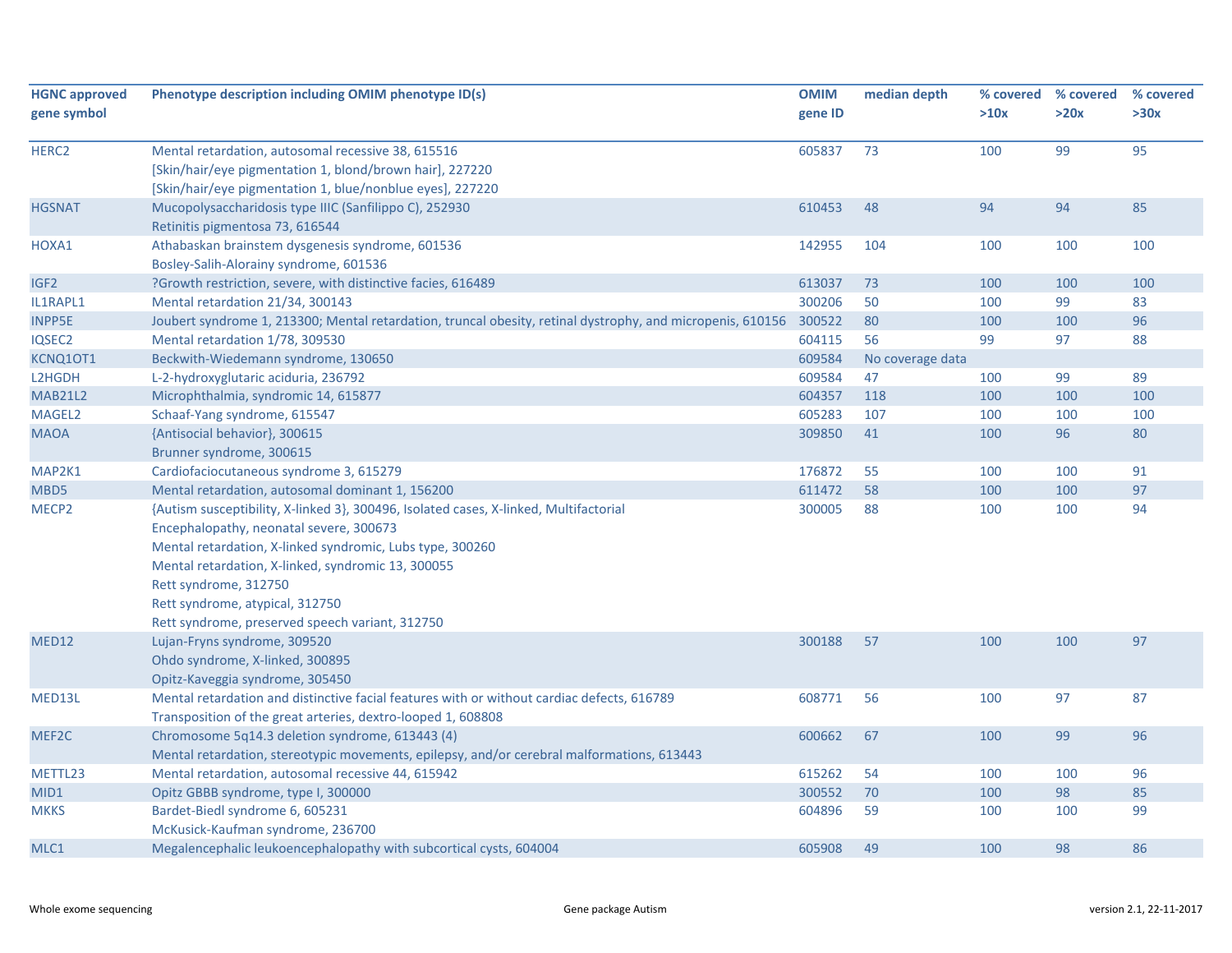| HGNC approved gene symbol | Phenotype description including OMIM phenotype ID(s) | OMIM gene ID | median depth | % covered >10x | % covered >20x | % covered >30x |
|---|---|---|---|---|---|---|
| HERC2 | Mental retardation, autosomal recessive 38, 615516<br>[Skin/hair/eye pigmentation 1, blond/brown hair], 227220<br>[Skin/hair/eye pigmentation 1, blue/nonblue eyes], 227220 | 605837 | 73 | 100 | 99 | 95 |
| HGSNAT | Mucopolysaccharidosis type IIIC (Sanfilippo C), 252930<br>Retinitis pigmentosa 73, 616544 | 610453 | 48 | 94 | 94 | 85 |
| HOXA1 | Athabaskan brainstem dysgenesis syndrome, 601536<br>Bosley-Salih-Alorainy syndrome, 601536 | 142955 | 104 | 100 | 100 | 100 |
| IGF2 | ?Growth restriction, severe, with distinctive facies, 616489 | 613037 | 73 | 100 | 100 | 100 |
| IL1RAPL1 | Mental retardation 21/34, 300143 | 300206 | 50 | 100 | 99 | 83 |
| INPP5E | Joubert syndrome 1, 213300; Mental retardation, truncal obesity, retinal dystrophy, and micropenis, 610156 | 300522 | 80 | 100 | 100 | 96 |
| IQSEC2 | Mental retardation 1/78, 309530 | 604115 | 56 | 99 | 97 | 88 |
| KCNQ1OT1 | Beckwith-Wiedemann syndrome, 130650 | 609584 | No coverage data | | | |
| L2HGDH | L-2-hydroxyglutaric aciduria, 236792 | 609584 | 47 | 100 | 99 | 89 |
| MAB21L2 | Microphthalmia, syndromic 14, 615877 | 604357 | 118 | 100 | 100 | 100 |
| MAGEL2 | Schaaf-Yang syndrome, 615547 | 605283 | 107 | 100 | 100 | 100 |
| MAOA | {Antisocial behavior}, 300615<br>Brunner syndrome, 300615 | 309850 | 41 | 100 | 96 | 80 |
| MAP2K1 | Cardiofaciocutaneous syndrome 3, 615279 | 176872 | 55 | 100 | 100 | 91 |
| MBD5 | Mental retardation, autosomal dominant 1, 156200 | 611472 | 58 | 100 | 100 | 97 |
| MECP2 | {Autism susceptibility, X-linked 3}, 300496, Isolated cases, X-linked, Multifactorial<br>Encephalopathy, neonatal severe, 300673<br>Mental retardation, X-linked syndromic, Lubs type, 300260<br>Mental retardation, X-linked, syndromic 13, 300055<br>Rett syndrome, 312750<br>Rett syndrome, atypical, 312750<br>Rett syndrome, preserved speech variant, 312750 | 300005 | 88 | 100 | 100 | 94 |
| MED12 | Lujan-Fryns syndrome, 309520<br>Ohdo syndrome, X-linked, 300895<br>Opitz-Kaveggia syndrome, 305450 | 300188 | 57 | 100 | 100 | 97 |
| MED13L | Mental retardation and distinctive facial features with or without cardiac defects, 616789<br>Transposition of the great arteries, dextro-looped 1, 608808 | 608771 | 56 | 100 | 97 | 87 |
| MEF2C | Chromosome 5q14.3 deletion syndrome, 613443 (4)<br>Mental retardation, stereotypic movements, epilepsy, and/or cerebral malformations, 613443 | 600662 | 67 | 100 | 99 | 96 |
| METTL23 | Mental retardation, autosomal recessive 44, 615942 | 615262 | 54 | 100 | 100 | 96 |
| MID1 | Opitz GBBB syndrome, type I, 300000 | 300552 | 70 | 100 | 98 | 85 |
| MKKS | Bardet-Biedl syndrome 6, 605231<br>McKusick-Kaufman syndrome, 236700 | 604896 | 59 | 100 | 100 | 99 |
| MLC1 | Megalencephalic leukoencephalopathy with subcortical cysts, 604004 | 605908 | 49 | 100 | 98 | 86 |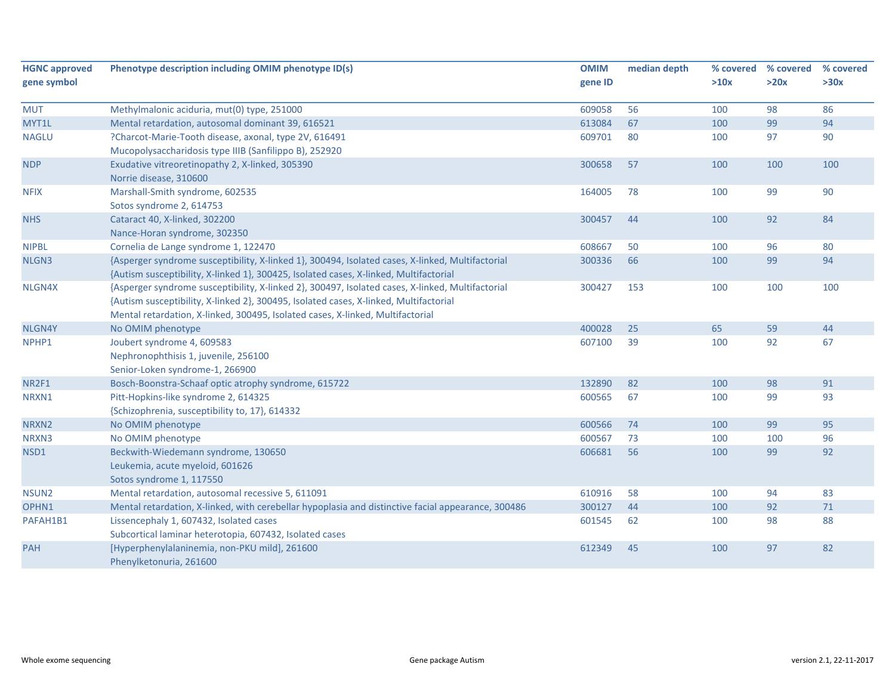| HGNC approved gene symbol | Phenotype description including OMIM phenotype ID(s) | OMIM gene ID | median depth | % covered >10x | % covered >20x | % covered >30x |
|---|---|---|---|---|---|---|
| MUT | Methylmalonic aciduria, mut(0) type, 251000 | 609058 | 56 | 100 | 98 | 86 |
| MYT1L | Mental retardation, autosomal dominant 39, 616521 | 613084 | 67 | 100 | 99 | 94 |
| NAGLU | ?Charcot-Marie-Tooth disease, axonal, type 2V, 616491<br>Mucopolysaccharidosis type IIIB (Sanfilippo B), 252920 | 609701 | 80 | 100 | 97 | 90 |
| NDP | Exudative vitreoretinopathy 2, X-linked, 305390<br>Norrie disease, 310600 | 300658 | 57 | 100 | 100 | 100 |
| NFIX | Marshall-Smith syndrome, 602535<br>Sotos syndrome 2, 614753 | 164005 | 78 | 100 | 99 | 90 |
| NHS | Cataract 40, X-linked, 302200<br>Nance-Horan syndrome, 302350 | 300457 | 44 | 100 | 92 | 84 |
| NIPBL | Cornelia de Lange syndrome 1, 122470 | 608667 | 50 | 100 | 96 | 80 |
| NLGN3 | {Asperger syndrome susceptibility, X-linked 1}, 300494, Isolated cases, X-linked, Multifactorial<br>{Autism susceptibility, X-linked 1}, 300425, Isolated cases, X-linked, Multifactorial | 300336 | 66 | 100 | 99 | 94 |
| NLGN4X | {Asperger syndrome susceptibility, X-linked 2}, 300497, Isolated cases, X-linked, Multifactorial<br>{Autism susceptibility, X-linked 2}, 300495, Isolated cases, X-linked, Multifactorial<br>Mental retardation, X-linked, 300495, Isolated cases, X-linked, Multifactorial | 300427 | 153 | 100 | 100 | 100 |
| NLGN4Y | No OMIM phenotype | 400028 | 25 | 65 | 59 | 44 |
| NPHP1 | Joubert syndrome 4, 609583<br>Nephronophthisis 1, juvenile, 256100<br>Senior-Loken syndrome-1, 266900 | 607100 | 39 | 100 | 92 | 67 |
| NR2F1 | Bosch-Boonstra-Schaaf optic atrophy syndrome, 615722 | 132890 | 82 | 100 | 98 | 91 |
| NRXN1 | Pitt-Hopkins-like syndrome 2, 614325<br>{Schizophrenia, susceptibility to, 17}, 614332 | 600565 | 67 | 100 | 99 | 93 |
| NRXN2 | No OMIM phenotype | 600566 | 74 | 100 | 99 | 95 |
| NRXN3 | No OMIM phenotype | 600567 | 73 | 100 | 100 | 96 |
| NSD1 | Beckwith-Wiedemann syndrome, 130650<br>Leukemia, acute myeloid, 601626<br>Sotos syndrome 1, 117550 | 606681 | 56 | 100 | 99 | 92 |
| NSUN2 | Mental retardation, autosomal recessive 5, 611091 | 610916 | 58 | 100 | 94 | 83 |
| OPHN1 | Mental retardation, X-linked, with cerebellar hypoplasia and distinctive facial appearance, 300486 | 300127 | 44 | 100 | 92 | 71 |
| PAFAH1B1 | Lissencephaly 1, 607432, Isolated cases<br>Subcortical laminar heterotopia, 607432, Isolated cases | 601545 | 62 | 100 | 98 | 88 |
| PAH | [Hyperphenylalaninemia, non-PKU mild], 261600<br>Phenylketonuria, 261600 | 612349 | 45 | 100 | 97 | 82 |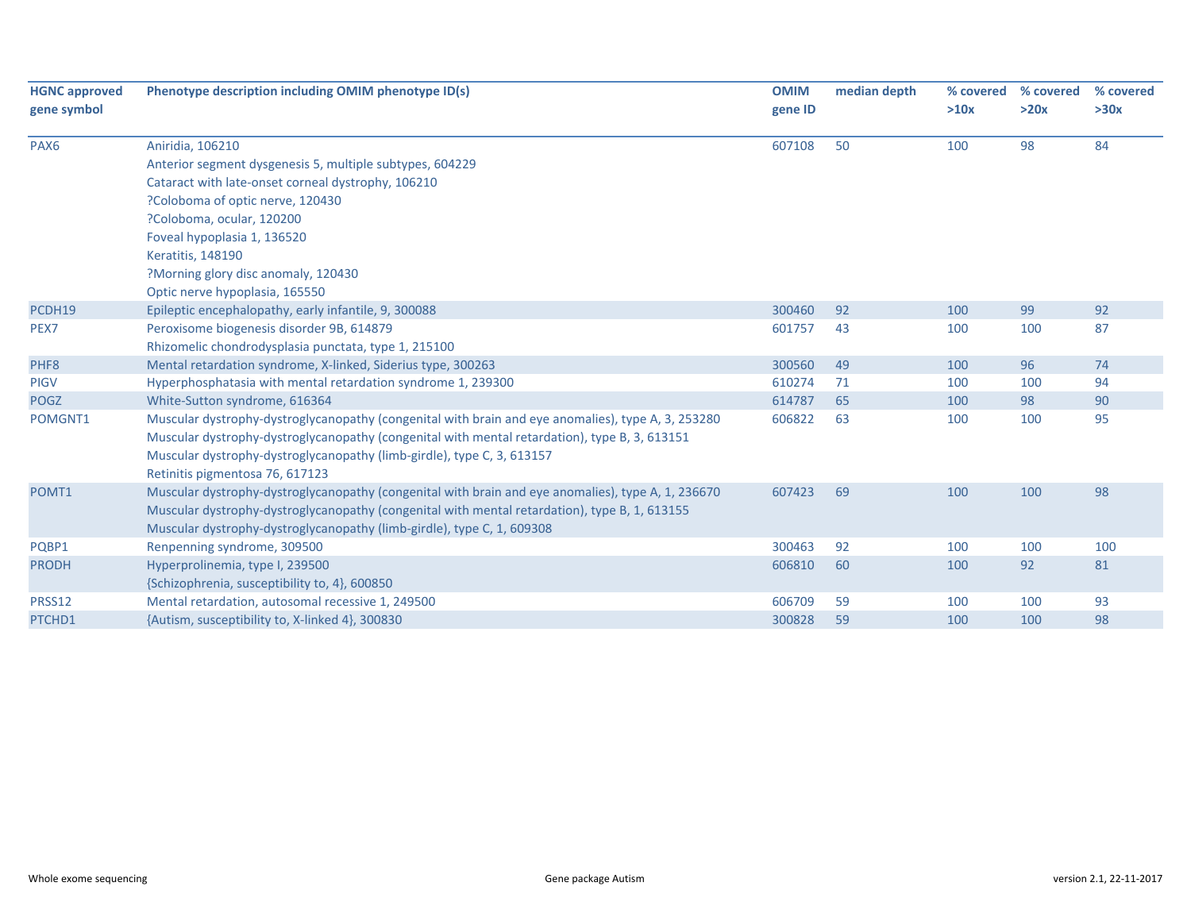| HGNC approved gene symbol | Phenotype description including OMIM phenotype ID(s) | OMIM gene ID | median depth | % covered >10x | % covered >20x | % covered >30x |
|---|---|---|---|---|---|---|
| PAX6 | Aniridia, 106210<br>Anterior segment dysgenesis 5, multiple subtypes, 604229<br>Cataract with late-onset corneal dystrophy, 106210<br>?Coloboma of optic nerve, 120430<br>?Coloboma, ocular, 120200<br>Foveal hypoplasia 1, 136520<br>Keratitis, 148190<br>?Morning glory disc anomaly, 120430<br>Optic nerve hypoplasia, 165550 | 607108 | 50 | 100 | 98 | 84 |
| PCDH19 | Epileptic encephalopathy, early infantile, 9, 300088 | 300460 | 92 | 100 | 99 | 92 |
| PEX7 | Peroxisome biogenesis disorder 9B, 614879<br>Rhizomelic chondrodysplasia punctata, type 1, 215100 | 601757 | 43 | 100 | 100 | 87 |
| PHF8 | Mental retardation syndrome, X-linked, Siderius type, 300263 | 300560 | 49 | 100 | 96 | 74 |
| PIGV | Hyperphosphatasia with mental retardation syndrome 1, 239300 | 610274 | 71 | 100 | 100 | 94 |
| POGZ | White-Sutton syndrome, 616364 | 614787 | 65 | 100 | 98 | 90 |
| POMGNT1 | Muscular dystrophy-dystroglycanopathy (congenital with brain and eye anomalies), type A, 3, 253280<br>Muscular dystrophy-dystroglycanopathy (congenital with mental retardation), type B, 3, 613151<br>Muscular dystrophy-dystroglycanopathy (limb-girdle), type C, 3, 613157<br>Retinitis pigmentosa 76, 617123 | 606822 | 63 | 100 | 100 | 95 |
| POMT1 | Muscular dystrophy-dystroglycanopathy (congenital with brain and eye anomalies), type A, 1, 236670<br>Muscular dystrophy-dystroglycanopathy (congenital with mental retardation), type B, 1, 613155<br>Muscular dystrophy-dystroglycanopathy (limb-girdle), type C, 1, 609308 | 607423 | 69 | 100 | 100 | 98 |
| PQBP1 | Renpenning syndrome, 309500 | 300463 | 92 | 100 | 100 | 100 |
| PRODH | Hyperprolinemia, type I, 239500<br>{Schizophrenia, susceptibility to, 4}, 600850 | 606810 | 60 | 100 | 92 | 81 |
| PRSS12 | Mental retardation, autosomal recessive 1, 249500 | 606709 | 59 | 100 | 100 | 93 |
| PTCHD1 | {Autism, susceptibility to, X-linked 4}, 300830 | 300828 | 59 | 100 | 100 | 98 |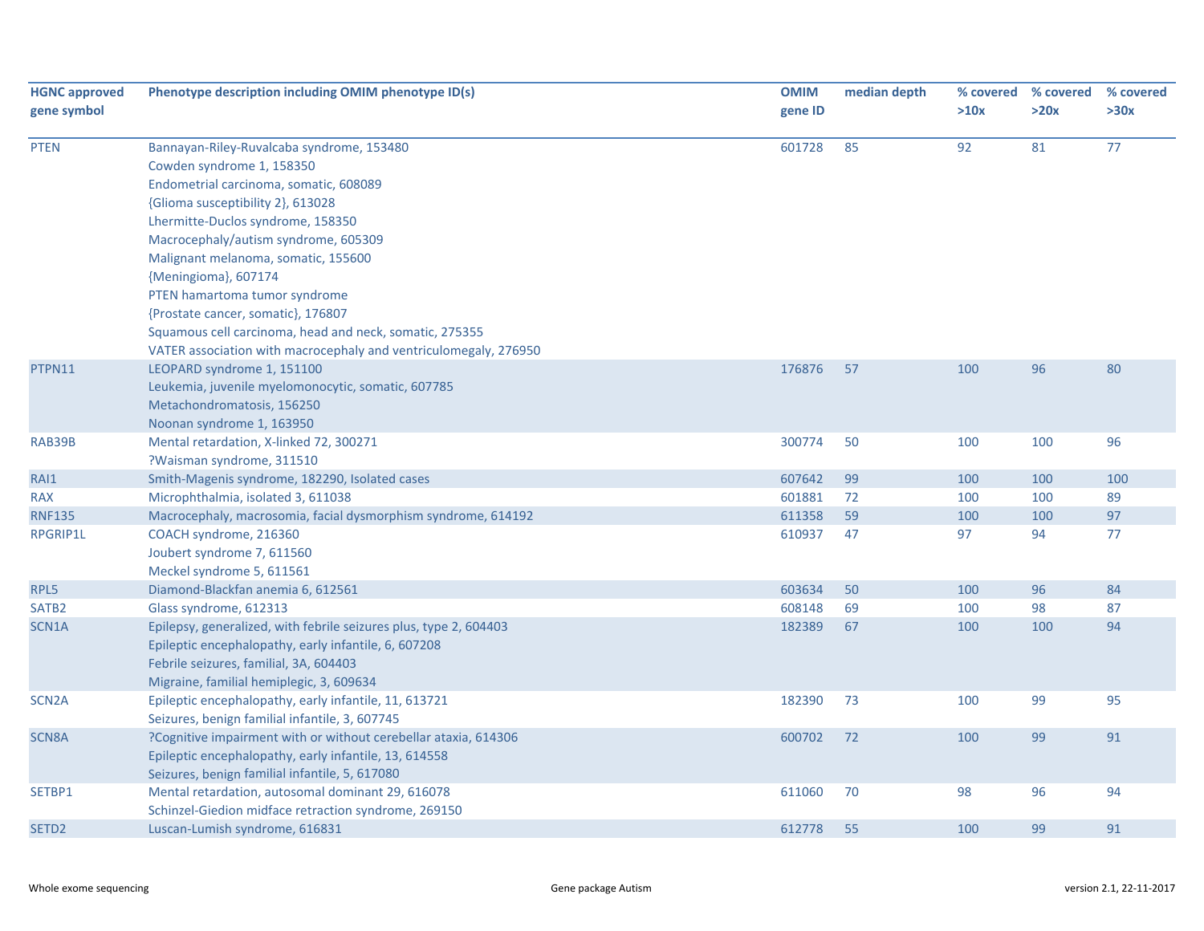| HGNC approved gene symbol | Phenotype description including OMIM phenotype ID(s) | OMIM gene ID | median depth | % covered >10x | % covered >20x | % covered >30x |
|---|---|---|---|---|---|---|
| PTEN | Bannayan-Riley-Ruvalcaba syndrome, 153480<br>Cowden syndrome 1, 158350<br>Endometrial carcinoma, somatic, 608089<br>{Glioma susceptibility 2}, 613028<br>Lhermitte-Duclos syndrome, 158350<br>Macrocephaly/autism syndrome, 605309<br>Malignant melanoma, somatic, 155600<br>{Meningioma}, 607174<br>PTEN hamartoma tumor syndrome<br>{Prostate cancer, somatic}, 176807<br>Squamous cell carcinoma, head and neck, somatic, 275355<br>VATER association with macrocephaly and ventriculomegaly, 276950 | 601728 | 85 | 92 | 81 | 77 |
| PTPN11 | LEOPARD syndrome 1, 151100<br>Leukemia, juvenile myelomonocytic, somatic, 607785<br>Metachondromatosis, 156250<br>Noonan syndrome 1, 163950 | 176876 | 57 | 100 | 96 | 80 |
| RAB39B | Mental retardation, X-linked 72, 300271<br>?Waisman syndrome, 311510 | 300774 | 50 | 100 | 100 | 96 |
| RAI1 | Smith-Magenis syndrome, 182290, Isolated cases | 607642 | 99 | 100 | 100 | 100 |
| RAX | Microphthalmia, isolated 3, 611038 | 601881 | 72 | 100 | 100 | 89 |
| RNF135 | Macrocephaly, macrosomia, facial dysmorphism syndrome, 614192 | 611358 | 59 | 100 | 100 | 97 |
| RPGRIP1L | COACH syndrome, 216360<br>Joubert syndrome 7, 611560<br>Meckel syndrome 5, 611561 | 610937 | 47 | 97 | 94 | 77 |
| RPL5 | Diamond-Blackfan anemia 6, 612561 | 603634 | 50 | 100 | 96 | 84 |
| SATB2 | Glass syndrome, 612313 | 608148 | 69 | 100 | 98 | 87 |
| SCN1A | Epilepsy, generalized, with febrile seizures plus, type 2, 604403<br>Epileptic encephalopathy, early infantile, 6, 607208<br>Febrile seizures, familial, 3A, 604403<br>Migraine, familial hemiplegic, 3, 609634 | 182389 | 67 | 100 | 100 | 94 |
| SCN2A | Epileptic encephalopathy, early infantile, 11, 613721<br>Seizures, benign familial infantile, 3, 607745 | 182390 | 73 | 100 | 99 | 95 |
| SCN8A | ?Cognitive impairment with or without cerebellar ataxia, 614306<br>Epileptic encephalopathy, early infantile, 13, 614558<br>Seizures, benign familial infantile, 5, 617080 | 600702 | 72 | 100 | 99 | 91 |
| SETBP1 | Mental retardation, autosomal dominant 29, 616078<br>Schinzel-Giedion midface retraction syndrome, 269150 | 611060 | 70 | 98 | 96 | 94 |
| SETD2 | Luscan-Lumish syndrome, 616831 | 612778 | 55 | 100 | 99 | 91 |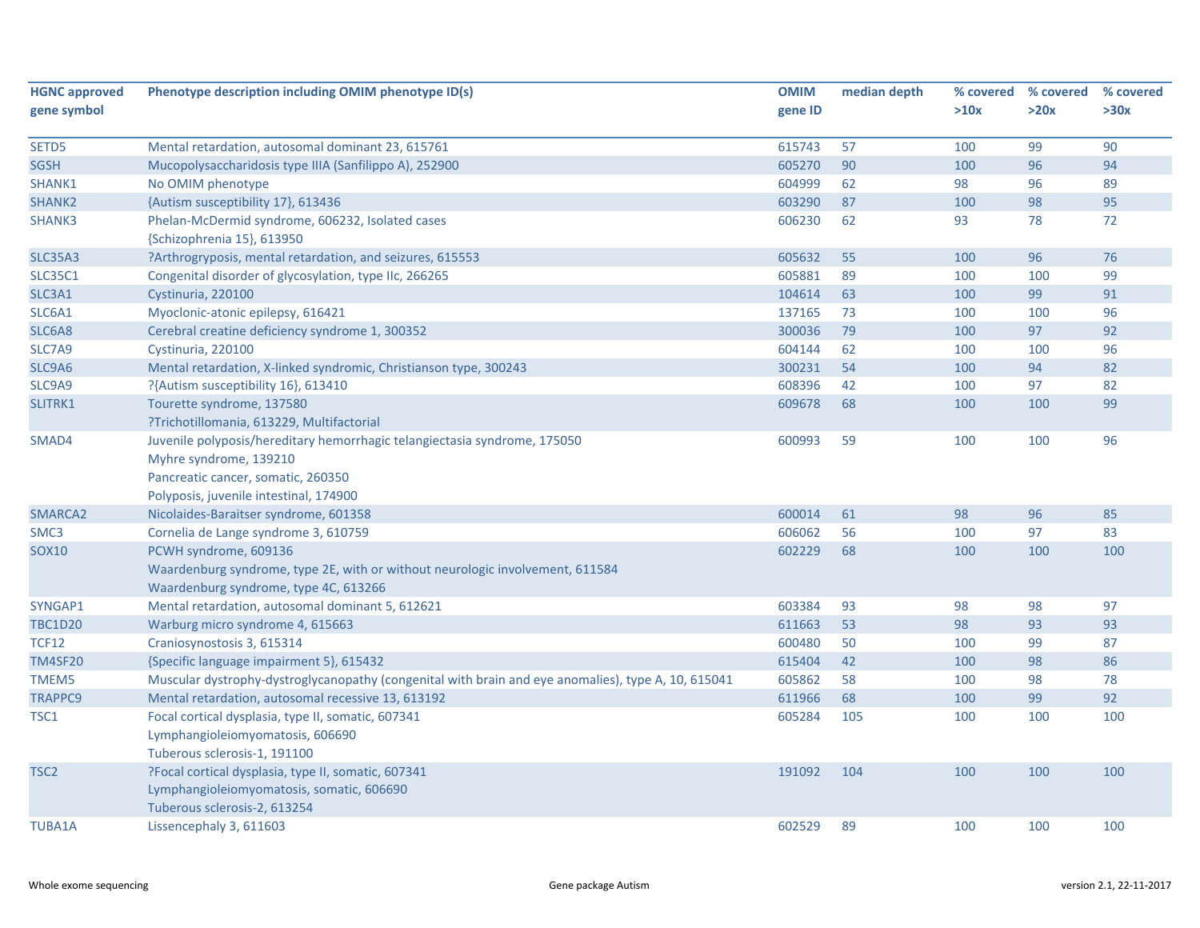| HGNC approved gene symbol | Phenotype description including OMIM phenotype ID(s) | OMIM gene ID | median depth | % covered >10x | % covered >20x | % covered >30x |
|---|---|---|---|---|---|---|
| SETD5 | Mental retardation, autosomal dominant 23, 615761 | 615743 | 57 | 100 | 99 | 90 |
| SGSH | Mucopolysaccharidosis type IIIA (Sanfilippo A), 252900 | 605270 | 90 | 100 | 96 | 94 |
| SHANK1 | No OMIM phenotype | 604999 | 62 | 98 | 96 | 89 |
| SHANK2 | {Autism susceptibility 17}, 613436 | 603290 | 87 | 100 | 98 | 95 |
| SHANK3 | Phelan-McDermid syndrome, 606232, Isolated cases<br>{Schizophrenia 15}, 613950 | 606230 | 62 | 93 | 78 | 72 |
| SLC35A3 | ?Arthrogryposis, mental retardation, and seizures, 615553 | 605632 | 55 | 100 | 96 | 76 |
| SLC35C1 | Congenital disorder of glycosylation, type IIc, 266265 | 605881 | 89 | 100 | 100 | 99 |
| SLC3A1 | Cystinuria, 220100 | 104614 | 63 | 100 | 99 | 91 |
| SLC6A1 | Myoclonic-atonic epilepsy, 616421 | 137165 | 73 | 100 | 100 | 96 |
| SLC6A8 | Cerebral creatine deficiency syndrome 1, 300352 | 300036 | 79 | 100 | 97 | 92 |
| SLC7A9 | Cystinuria, 220100 | 604144 | 62 | 100 | 100 | 96 |
| SLC9A6 | Mental retardation, X-linked syndromic, Christianson type, 300243 | 300231 | 54 | 100 | 94 | 82 |
| SLC9A9 | ?{Autism susceptibility 16}, 613410 | 608396 | 42 | 100 | 97 | 82 |
| SLITRK1 | Tourette syndrome, 137580<br>?Trichotillomania, 613229, Multifactorial | 609678 | 68 | 100 | 100 | 99 |
| SMAD4 | Juvenile polyposis/hereditary hemorrhagic telangiectasia syndrome, 175050<br>Myhre syndrome, 139210<br>Pancreatic cancer, somatic, 260350<br>Polyposis, juvenile intestinal, 174900 | 600993 | 59 | 100 | 100 | 96 |
| SMARCA2 | Nicolaides-Baraitser syndrome, 601358 | 600014 | 61 | 98 | 96 | 85 |
| SMC3 | Cornelia de Lange syndrome 3, 610759 | 606062 | 56 | 100 | 97 | 83 |
| SOX10 | PCWH syndrome, 609136<br>Waardenburg syndrome, type 2E, with or without neurologic involvement, 611584<br>Waardenburg syndrome, type 4C, 613266 | 602229 | 68 | 100 | 100 | 100 |
| SYNGAP1 | Mental retardation, autosomal dominant 5, 612621 | 603384 | 93 | 98 | 98 | 97 |
| TBC1D20 | Warburg micro syndrome 4, 615663 | 611663 | 53 | 98 | 93 | 93 |
| TCF12 | Craniosynostosis 3, 615314 | 600480 | 50 | 100 | 99 | 87 |
| TM4SF20 | {Specific language impairment 5}, 615432 | 615404 | 42 | 100 | 98 | 86 |
| TMEM5 | Muscular dystrophy-dystroglycanopathy (congenital with brain and eye anomalies), type A, 10, 615041 | 605862 | 58 | 100 | 98 | 78 |
| TRAPPC9 | Mental retardation, autosomal recessive 13, 613192 | 611966 | 68 | 100 | 99 | 92 |
| TSC1 | Focal cortical dysplasia, type II, somatic, 607341<br>Lymphangioleiomyomatosis, 606690<br>Tuberous sclerosis-1, 191100 | 605284 | 105 | 100 | 100 | 100 |
| TSC2 | ?Focal cortical dysplasia, type II, somatic, 607341<br>Lymphangioleiomyomatosis, somatic, 606690<br>Tuberous sclerosis-2, 613254 | 191092 | 104 | 100 | 100 | 100 |
| TUBA1A | Lissencephaly 3, 611603 | 602529 | 89 | 100 | 100 | 100 |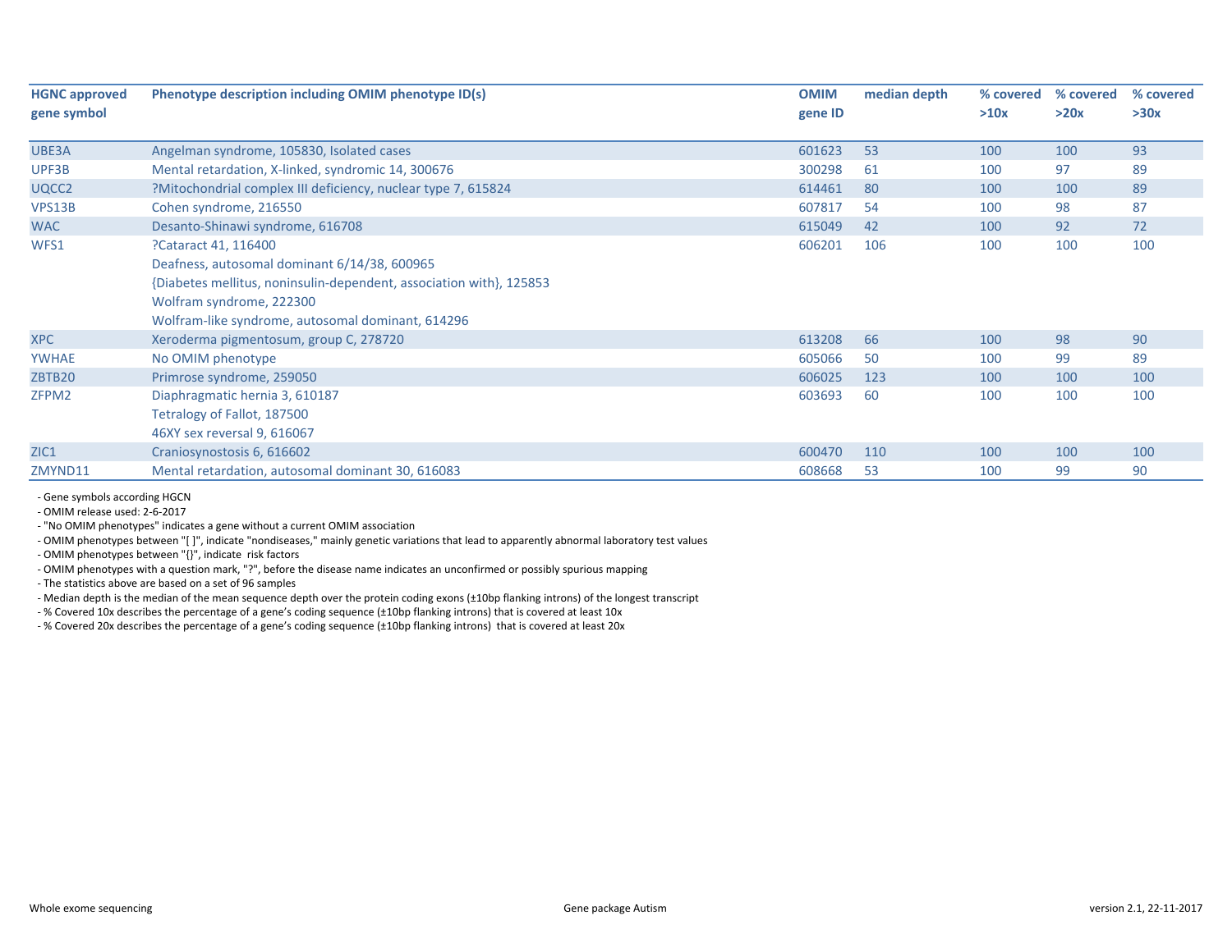| HGNC approved gene symbol | Phenotype description including OMIM phenotype ID(s) | OMIM gene ID | median depth | % covered >10x | % covered >20x | % covered >30x |
|---|---|---|---|---|---|---|
| UBE3A | Angelman syndrome, 105830, Isolated cases | 601623 | 53 | 100 | 100 | 93 |
| UPF3B | Mental retardation, X-linked, syndromic 14, 300676 | 300298 | 61 | 100 | 97 | 89 |
| UQCC2 | ?Mitochondrial complex III deficiency, nuclear type 7, 615824 | 614461 | 80 | 100 | 100 | 89 |
| VPS13B | Cohen syndrome, 216550 | 607817 | 54 | 100 | 98 | 87 |
| WAC | Desanto-Shinawi syndrome, 616708 | 615049 | 42 | 100 | 92 | 72 |
| WFS1 | ?Cataract 41, 116400<br>Deafness, autosomal dominant 6/14/38, 600965<br>{Diabetes mellitus, noninsulin-dependent, association with}, 125853<br>Wolfram syndrome, 222300<br>Wolfram-like syndrome, autosomal dominant, 614296 | 606201 | 106 | 100 | 100 | 100 |
| XPC | Xeroderma pigmentosum, group C, 278720 | 613208 | 66 | 100 | 98 | 90 |
| YWHAE | No OMIM phenotype | 605066 | 50 | 100 | 99 | 89 |
| ZBTB20 | Primrose syndrome, 259050 | 606025 | 123 | 100 | 100 | 100 |
| ZFPM2 | Diaphragmatic hernia 3, 610187<br>Tetralogy of Fallot, 187500<br>46XY sex reversal 9, 616067 | 603693 | 60 | 100 | 100 | 100 |
| ZIC1 | Craniosynostosis 6, 616602 | 600470 | 110 | 100 | 100 | 100 |
| ZMYND11 | Mental retardation, autosomal dominant 30, 616083 | 608668 | 53 | 100 | 99 | 90 |

- Gene symbols according HGCN
- OMIM release used: 2-6-2017
- "No OMIM phenotypes" indicates a gene without a current OMIM association
- OMIM phenotypes between "[ ]", indicate "nondiseases," mainly genetic variations that lead to apparently abnormal laboratory test values
- OMIM phenotypes between "{}", indicate risk factors
- OMIM phenotypes with a question mark, "?", before the disease name indicates an unconfirmed or possibly spurious mapping
- The statistics above are based on a set of 96 samples
- Median depth is the median of the mean sequence depth over the protein coding exons (±10bp flanking introns) of the longest transcript
- % Covered 10x describes the percentage of a gene's coding sequence (±10bp flanking introns) that is covered at least 10x
- % Covered 20x describes the percentage of a gene's coding sequence (±10bp flanking introns) that is covered at least 20x